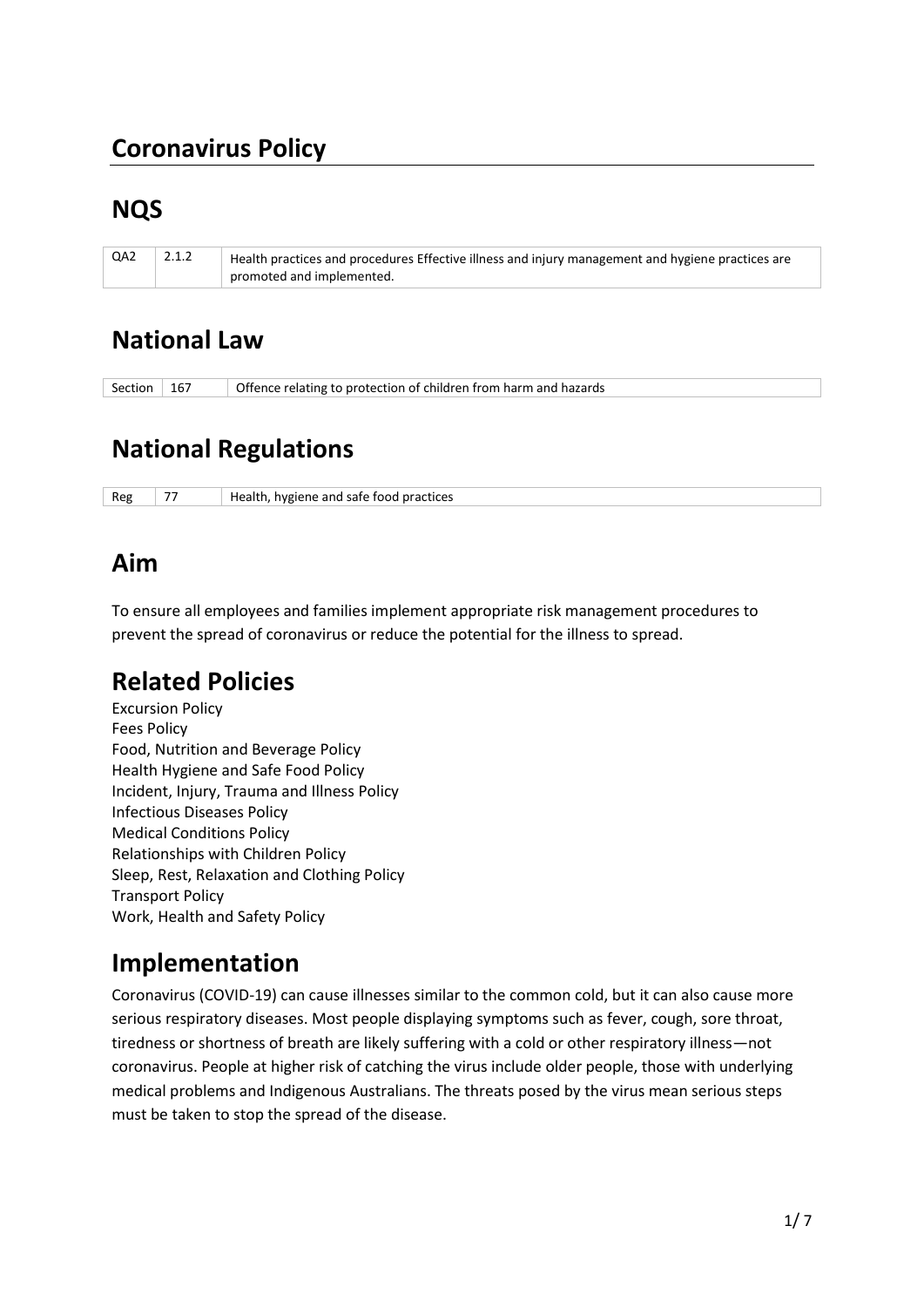# Coronavirus Policy

## NQS

| QA2 | 2.1.2 | Health practices and procedures Effective illness and injury management and hygiene practices are promoted and implemented. |
|---|---|---|

## National Law

| Section | 167 | Offence relating to protection of children from harm and hazards |
|---|---|---|

## National Regulations

| Reg | 77 | Health, hygiene and safe food practices |
|---|---|---|

## Aim

To ensure all employees and families implement appropriate risk management procedures to prevent the spread of coronavirus or reduce the potential for the illness to spread.

## Related Policies

Excursion Policy
Fees Policy
Food, Nutrition and Beverage Policy
Health Hygiene and Safe Food Policy
Incident, Injury, Trauma and Illness Policy
Infectious Diseases Policy
Medical Conditions Policy
Relationships with Children Policy
Sleep, Rest, Relaxation and Clothing Policy
Transport Policy
Work, Health and Safety Policy

## Implementation

Coronavirus (COVID-19) can cause illnesses similar to the common cold, but it can also cause more serious respiratory diseases. Most people displaying symptoms such as fever, cough, sore throat, tiredness or shortness of breath are likely suffering with a cold or other respiratory illness—not coronavirus. People at higher risk of catching the virus include older people, those with underlying medical problems and Indigenous Australians. The threats posed by the virus mean serious steps must be taken to stop the spread of the disease.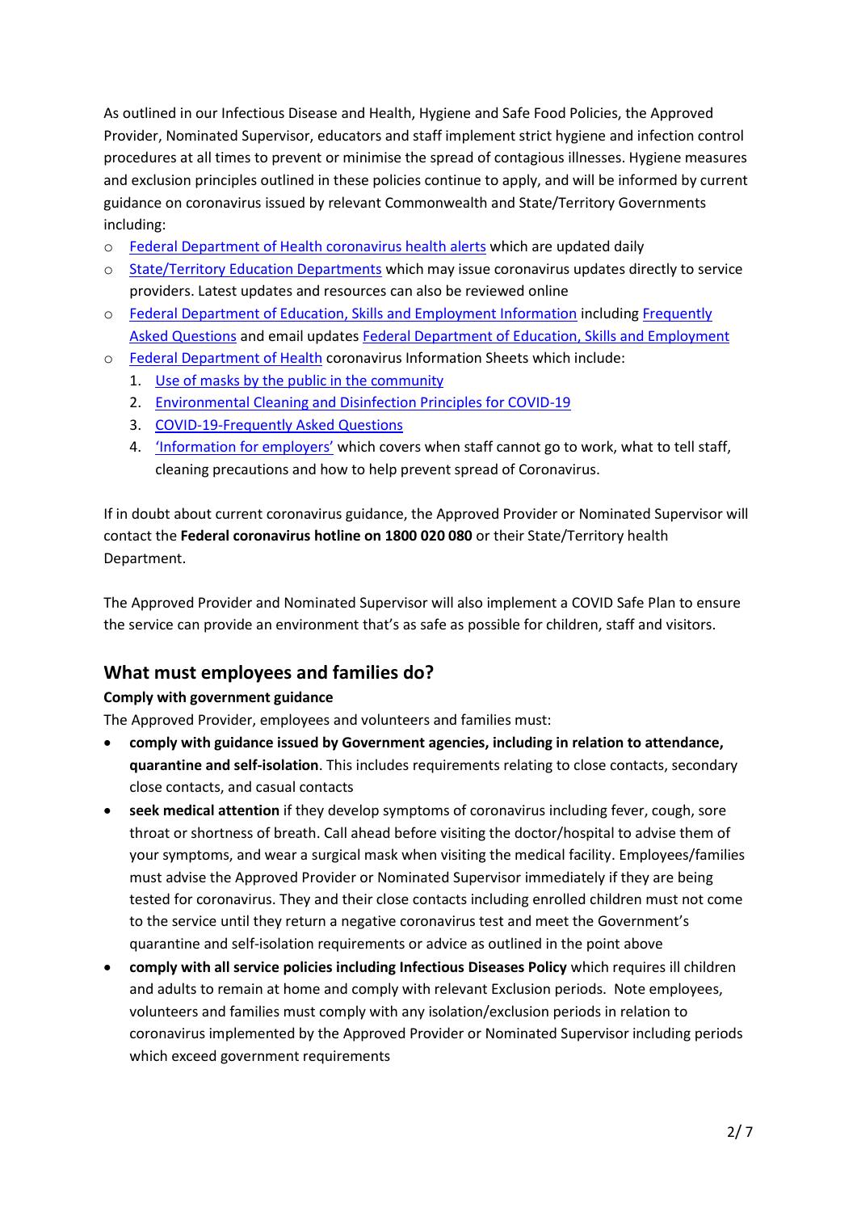As outlined in our Infectious Disease and Health, Hygiene and Safe Food Policies, the Approved Provider, Nominated Supervisor, educators and staff implement strict hygiene and infection control procedures at all times to prevent or minimise the spread of contagious illnesses. Hygiene measures and exclusion principles outlined in these policies continue to apply, and will be informed by current guidance on coronavirus issued by relevant Commonwealth and State/Territory Governments including:

- Federal Department of Health coronavirus health alerts which are updated daily
- State/Territory Education Departments which may issue coronavirus updates directly to service providers. Latest updates and resources can also be reviewed online
- Federal Department of Education, Skills and Employment Information including Frequently Asked Questions and email updates Federal Department of Education, Skills and Employment
- Federal Department of Health coronavirus Information Sheets which include:
  1. Use of masks by the public in the community
  2. Environmental Cleaning and Disinfection Principles for COVID-19
  3. COVID-19-Frequently Asked Questions
  4. 'Information for employers' which covers when staff cannot go to work, what to tell staff, cleaning precautions and how to help prevent spread of Coronavirus.

If in doubt about current coronavirus guidance, the Approved Provider or Nominated Supervisor will contact the **Federal coronavirus hotline on 1800 020 080** or their State/Territory health Department.

The Approved Provider and Nominated Supervisor will also implement a COVID Safe Plan to ensure the service can provide an environment that's as safe as possible for children, staff and visitors.

## What must employees and families do?

**Comply with government guidance**

The Approved Provider, employees and volunteers and families must:

- **comply with guidance issued by Government agencies, including in relation to attendance, quarantine and self-isolation**. This includes requirements relating to close contacts, secondary close contacts, and casual contacts
- **seek medical attention** if they develop symptoms of coronavirus including fever, cough, sore throat or shortness of breath. Call ahead before visiting the doctor/hospital to advise them of your symptoms, and wear a surgical mask when visiting the medical facility. Employees/families must advise the Approved Provider or Nominated Supervisor immediately if they are being tested for coronavirus. They and their close contacts including enrolled children must not come to the service until they return a negative coronavirus test and meet the Government's quarantine and self-isolation requirements or advice as outlined in the point above
- **comply with all service policies including Infectious Diseases Policy** which requires ill children and adults to remain at home and comply with relevant Exclusion periods. Note employees, volunteers and families must comply with any isolation/exclusion periods in relation to coronavirus implemented by the Approved Provider or Nominated Supervisor including periods which exceed government requirements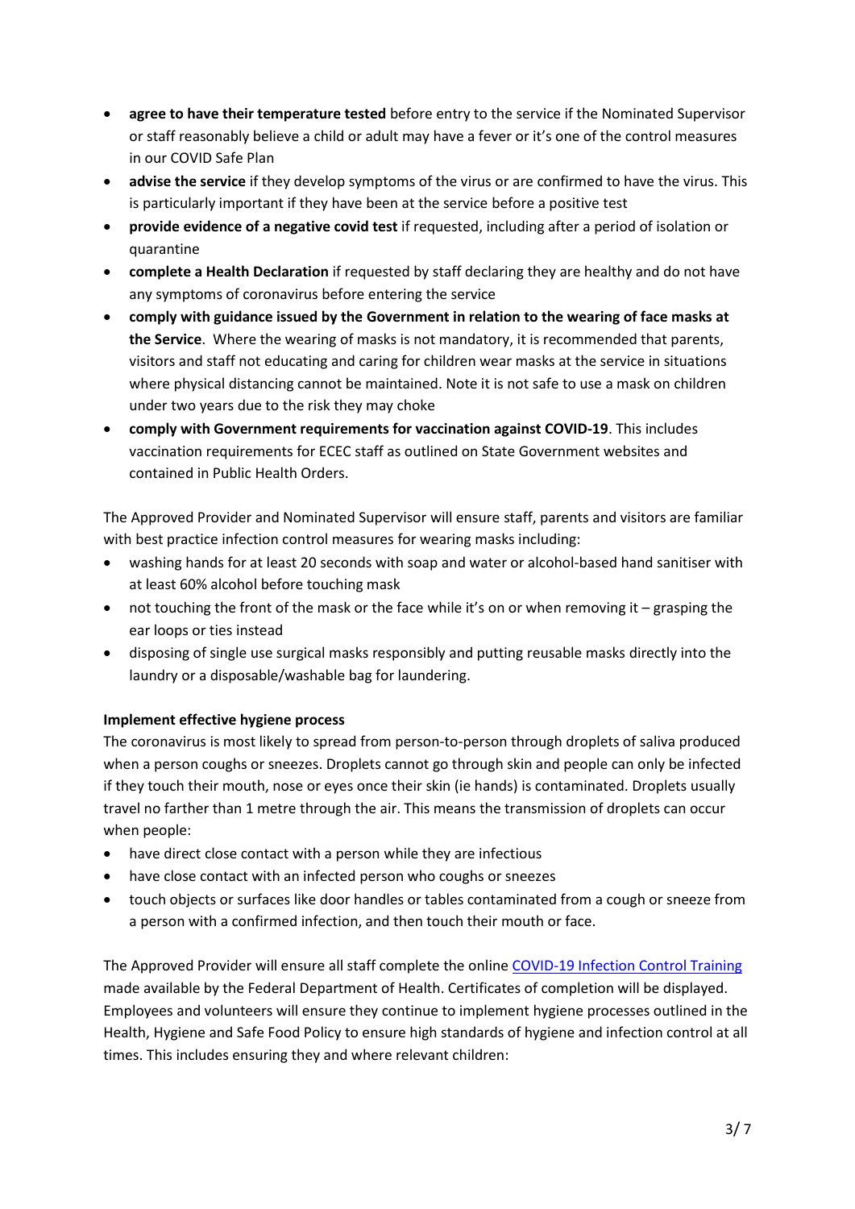- **agree to have their temperature tested** before entry to the service if the Nominated Supervisor or staff reasonably believe a child or adult may have a fever or it's one of the control measures in our COVID Safe Plan
- **advise the service** if they develop symptoms of the virus or are confirmed to have the virus. This is particularly important if they have been at the service before a positive test
- **provide evidence of a negative covid test** if requested, including after a period of isolation or quarantine
- **complete a Health Declaration** if requested by staff declaring they are healthy and do not have any symptoms of coronavirus before entering the service
- **comply with guidance issued by the Government in relation to the wearing of face masks at the Service**. Where the wearing of masks is not mandatory, it is recommended that parents, visitors and staff not educating and caring for children wear masks at the service in situations where physical distancing cannot be maintained. Note it is not safe to use a mask on children under two years due to the risk they may choke
- **comply with Government requirements for vaccination against COVID-19**. This includes vaccination requirements for ECEC staff as outlined on State Government websites and contained in Public Health Orders.

The Approved Provider and Nominated Supervisor will ensure staff, parents and visitors are familiar with best practice infection control measures for wearing masks including:

- washing hands for at least 20 seconds with soap and water or alcohol-based hand sanitiser with at least 60% alcohol before touching mask
- not touching the front of the mask or the face while it's on or when removing it – grasping the ear loops or ties instead
- disposing of single use surgical masks responsibly and putting reusable masks directly into the laundry or a disposable/washable bag for laundering.

**Implement effective hygiene process**

The coronavirus is most likely to spread from person-to-person through droplets of saliva produced when a person coughs or sneezes. Droplets cannot go through skin and people can only be infected if they touch their mouth, nose or eyes once their skin (ie hands) is contaminated. Droplets usually travel no farther than 1 metre through the air. This means the transmission of droplets can occur when people:

- have direct close contact with a person while they are infectious
- have close contact with an infected person who coughs or sneezes
- touch objects or surfaces like door handles or tables contaminated from a cough or sneeze from a person with a confirmed infection, and then touch their mouth or face.

The Approved Provider will ensure all staff complete the online COVID-19 Infection Control Training made available by the Federal Department of Health. Certificates of completion will be displayed. Employees and volunteers will ensure they continue to implement hygiene processes outlined in the Health, Hygiene and Safe Food Policy to ensure high standards of hygiene and infection control at all times. This includes ensuring they and where relevant children: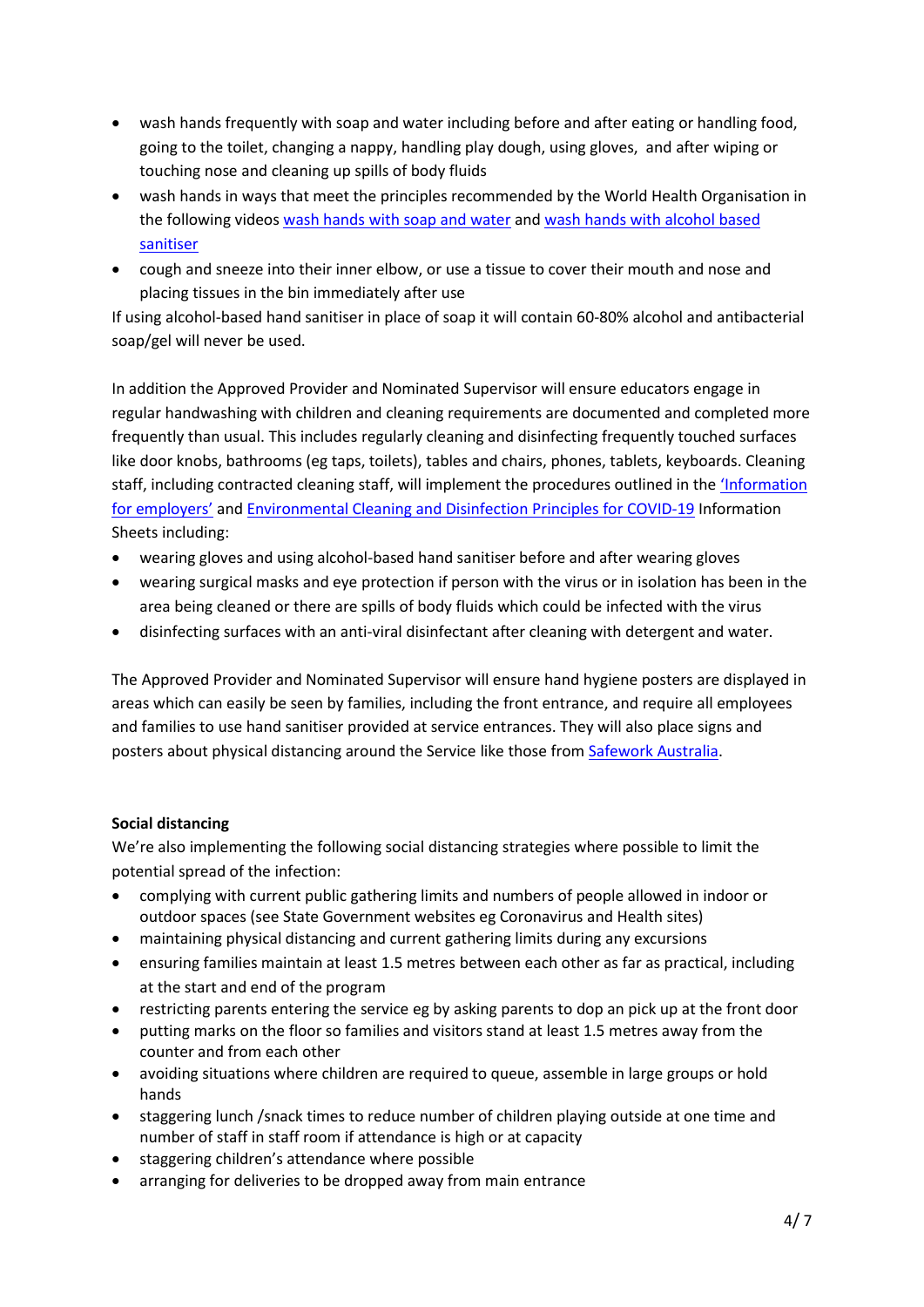- wash hands frequently with soap and water including before and after eating or handling food, going to the toilet, changing a nappy, handling play dough, using gloves,  and after wiping or touching nose and cleaning up spills of body fluids
- wash hands in ways that meet the principles recommended by the World Health Organisation in the following videos [wash hands with soap and water]() and [wash hands with alcohol based sanitiser]()
- cough and sneeze into their inner elbow, or use a tissue to cover their mouth and nose and placing tissues in the bin immediately after use

If using alcohol-based hand sanitiser in place of soap it will contain 60-80% alcohol and antibacterial soap/gel will never be used.

In addition the Approved Provider and Nominated Supervisor will ensure educators engage in regular handwashing with children and cleaning requirements are documented and completed more frequently than usual. This includes regularly cleaning and disinfecting frequently touched surfaces like door knobs, bathrooms (eg taps, toilets), tables and chairs, phones, tablets, keyboards. Cleaning staff, including contracted cleaning staff, will implement the procedures outlined in the ['Information for employers']() and [Environmental Cleaning and Disinfection Principles for COVID-19]() Information Sheets including:

- wearing gloves and using alcohol-based hand sanitiser before and after wearing gloves
- wearing surgical masks and eye protection if person with the virus or in isolation has been in the area being cleaned or there are spills of body fluids which could be infected with the virus
- disinfecting surfaces with an anti-viral disinfectant after cleaning with detergent and water.

The Approved Provider and Nominated Supervisor will ensure hand hygiene posters are displayed in areas which can easily be seen by families, including the front entrance, and require all employees and families to use hand sanitiser provided at service entrances. They will also place signs and posters about physical distancing around the Service like those from [Safework Australia]().

**Social distancing**

We're also implementing the following social distancing strategies where possible to limit the potential spread of the infection:

- complying with current public gathering limits and numbers of people allowed in indoor or outdoor spaces (see State Government websites eg Coronavirus and Health sites)
- maintaining physical distancing and current gathering limits during any excursions
- ensuring families maintain at least 1.5 metres between each other as far as practical, including at the start and end of the program
- restricting parents entering the service eg by asking parents to dop an pick up at the front door
- putting marks on the floor so families and visitors stand at least 1.5 metres away from the counter and from each other
- avoiding situations where children are required to queue, assemble in large groups or hold hands
- staggering lunch /snack times to reduce number of children playing outside at one time and number of staff in staff room if attendance is high or at capacity
- staggering children's attendance where possible
- arranging for deliveries to be dropped away from main entrance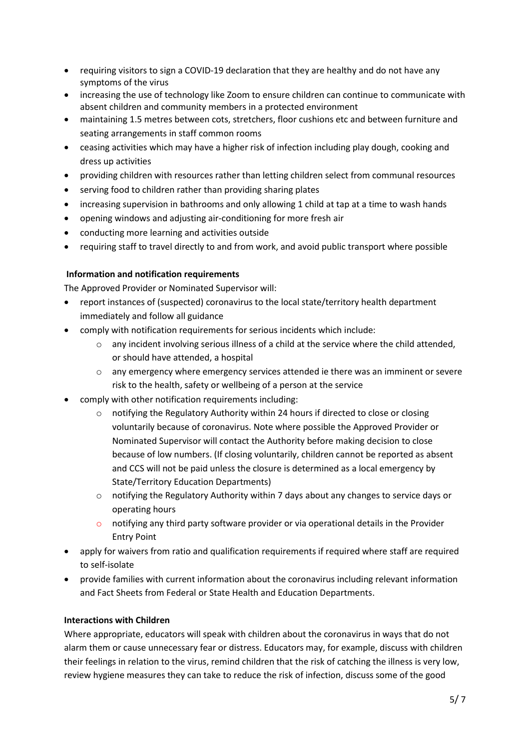- requiring visitors to sign a COVID-19 declaration that they are healthy and do not have any symptoms of the virus
- increasing the use of technology like Zoom to ensure children can continue to communicate with absent children and community members in a protected environment
- maintaining 1.5 metres between cots, stretchers, floor cushions etc and between furniture and seating arrangements in staff common rooms
- ceasing activities which may have a higher risk of infection including play dough, cooking and dress up activities
- providing children with resources rather than letting children select from communal resources
- serving food to children rather than providing sharing plates
- increasing supervision in bathrooms and only allowing 1 child at tap at a time to wash hands
- opening windows and adjusting air-conditioning for more fresh air
- conducting more learning and activities outside
- requiring staff to travel directly to and from work, and avoid public transport where possible

**Information and notification requirements**

The Approved Provider or Nominated Supervisor will:

- report instances of (suspected) coronavirus to the local state/territory health department immediately and follow all guidance
- comply with notification requirements for serious incidents which include:
  - any incident involving serious illness of a child at the service where the child attended, or should have attended, a hospital
  - any emergency where emergency services attended ie there was an imminent or severe risk to the health, safety or wellbeing of a person at the service
- comply with other notification requirements including:
  - notifying the Regulatory Authority within 24 hours if directed to close or closing voluntarily because of coronavirus. Note where possible the Approved Provider or Nominated Supervisor will contact the Authority before making decision to close because of low numbers. (If closing voluntarily, children cannot be reported as absent and CCS will not be paid unless the closure is determined as a local emergency by State/Territory Education Departments)
  - notifying the Regulatory Authority within 7 days about any changes to service days or operating hours
  - notifying any third party software provider or via operational details in the Provider Entry Point
- apply for waivers from ratio and qualification requirements if required where staff are required to self-isolate
- provide families with current information about the coronavirus including relevant information and Fact Sheets from Federal or State Health and Education Departments.

**Interactions with Children**

Where appropriate, educators will speak with children about the coronavirus in ways that do not alarm them or cause unnecessary fear or distress. Educators may, for example, discuss with children their feelings in relation to the virus, remind children that the risk of catching the illness is very low, review hygiene measures they can take to reduce the risk of infection, discuss some of the good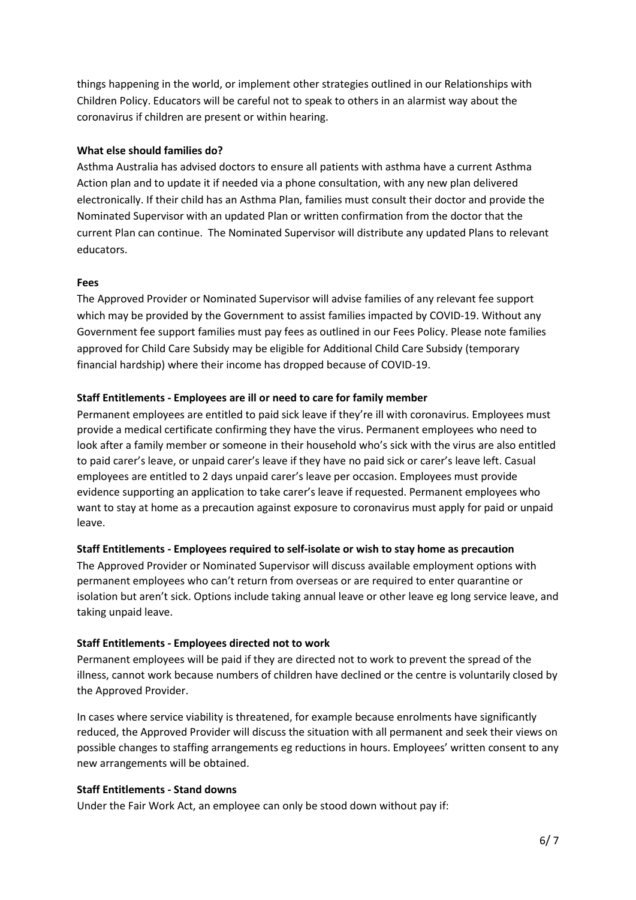things happening in the world, or implement other strategies outlined in our Relationships with Children Policy. Educators will be careful not to speak to others in an alarmist way about the coronavirus if children are present or within hearing.

**What else should families do?**

Asthma Australia has advised doctors to ensure all patients with asthma have a current Asthma Action plan and to update it if needed via a phone consultation, with any new plan delivered electronically. If their child has an Asthma Plan, families must consult their doctor and provide the Nominated Supervisor with an updated Plan or written confirmation from the doctor that the current Plan can continue. The Nominated Supervisor will distribute any updated Plans to relevant educators.

**Fees**

The Approved Provider or Nominated Supervisor will advise families of any relevant fee support which may be provided by the Government to assist families impacted by COVID-19. Without any Government fee support families must pay fees as outlined in our Fees Policy. Please note families approved for Child Care Subsidy may be eligible for Additional Child Care Subsidy (temporary financial hardship) where their income has dropped because of COVID-19.

**Staff Entitlements - Employees are ill or need to care for family member**

Permanent employees are entitled to paid sick leave if they're ill with coronavirus. Employees must provide a medical certificate confirming they have the virus. Permanent employees who need to look after a family member or someone in their household who's sick with the virus are also entitled to paid carer's leave, or unpaid carer's leave if they have no paid sick or carer's leave left. Casual employees are entitled to 2 days unpaid carer's leave per occasion. Employees must provide evidence supporting an application to take carer's leave if requested. Permanent employees who want to stay at home as a precaution against exposure to coronavirus must apply for paid or unpaid leave.

**Staff Entitlements - Employees required to self-isolate or wish to stay home as precaution**

The Approved Provider or Nominated Supervisor will discuss available employment options with permanent employees who can't return from overseas or are required to enter quarantine or isolation but aren't sick. Options include taking annual leave or other leave eg long service leave, and taking unpaid leave.

**Staff Entitlements - Employees directed not to work**

Permanent employees will be paid if they are directed not to work to prevent the spread of the illness, cannot work because numbers of children have declined or the centre is voluntarily closed by the Approved Provider.

In cases where service viability is threatened, for example because enrolments have significantly reduced, the Approved Provider will discuss the situation with all permanent and seek their views on possible changes to staffing arrangements eg reductions in hours. Employees' written consent to any new arrangements will be obtained.

**Staff Entitlements - Stand downs**

Under the Fair Work Act, an employee can only be stood down without pay if: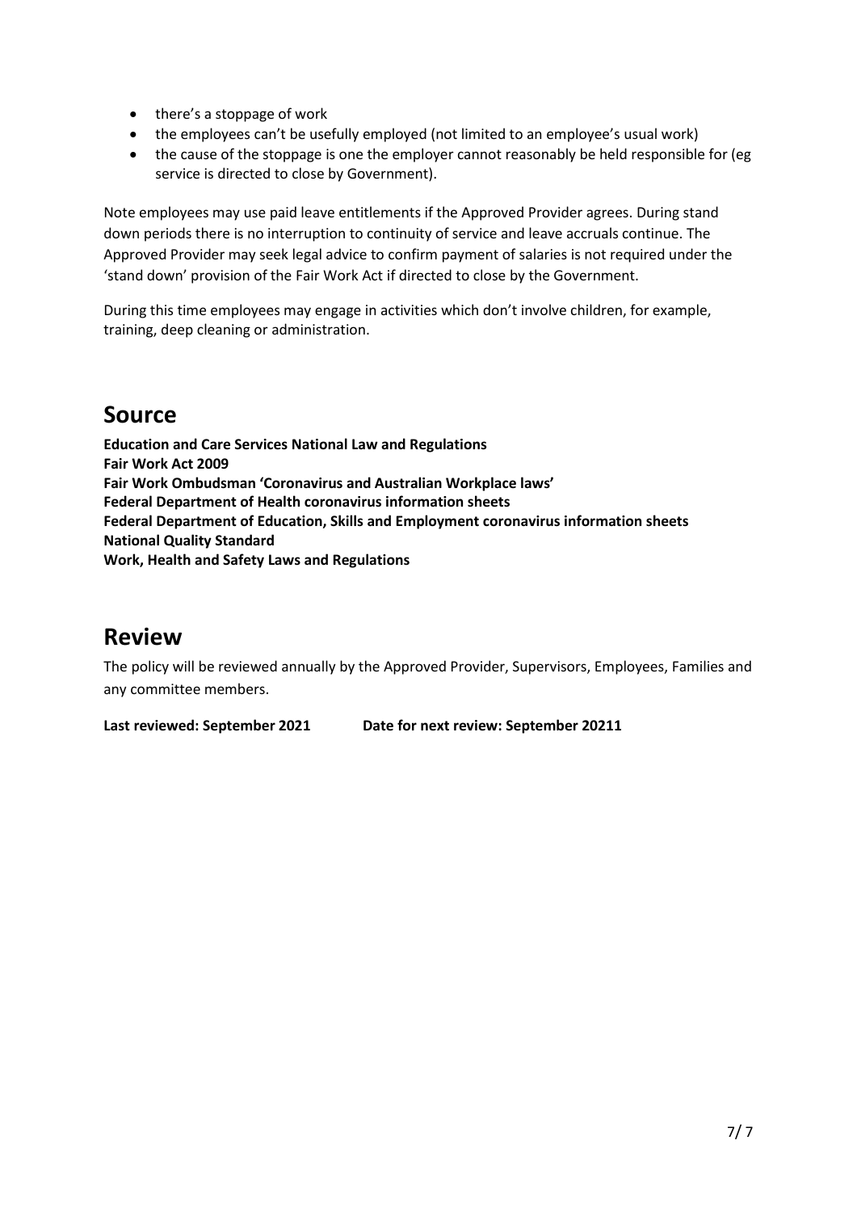- there's a stoppage of work
- the employees can't be usefully employed (not limited to an employee's usual work)
- the cause of the stoppage is one the employer cannot reasonably be held responsible for (eg service is directed to close by Government).

Note employees may use paid leave entitlements if the Approved Provider agrees. During stand down periods there is no interruption to continuity of service and leave accruals continue. The Approved Provider may seek legal advice to confirm payment of salaries is not required under the 'stand down' provision of the Fair Work Act if directed to close by the Government.

During this time employees may engage in activities which don't involve children, for example, training, deep cleaning or administration.

# Source

**Education and Care Services National Law and Regulations**
**Fair Work Act 2009**
**Fair Work Ombudsman 'Coronavirus and Australian Workplace laws'**
**Federal Department of Health coronavirus information sheets**
**Federal Department of Education, Skills and Employment coronavirus information sheets**
**National Quality Standard**
**Work, Health and Safety Laws and Regulations**

# Review

The policy will be reviewed annually by the Approved Provider, Supervisors, Employees, Families and any committee members.

**Last reviewed: September 2021** **Date for next review: September 20211**